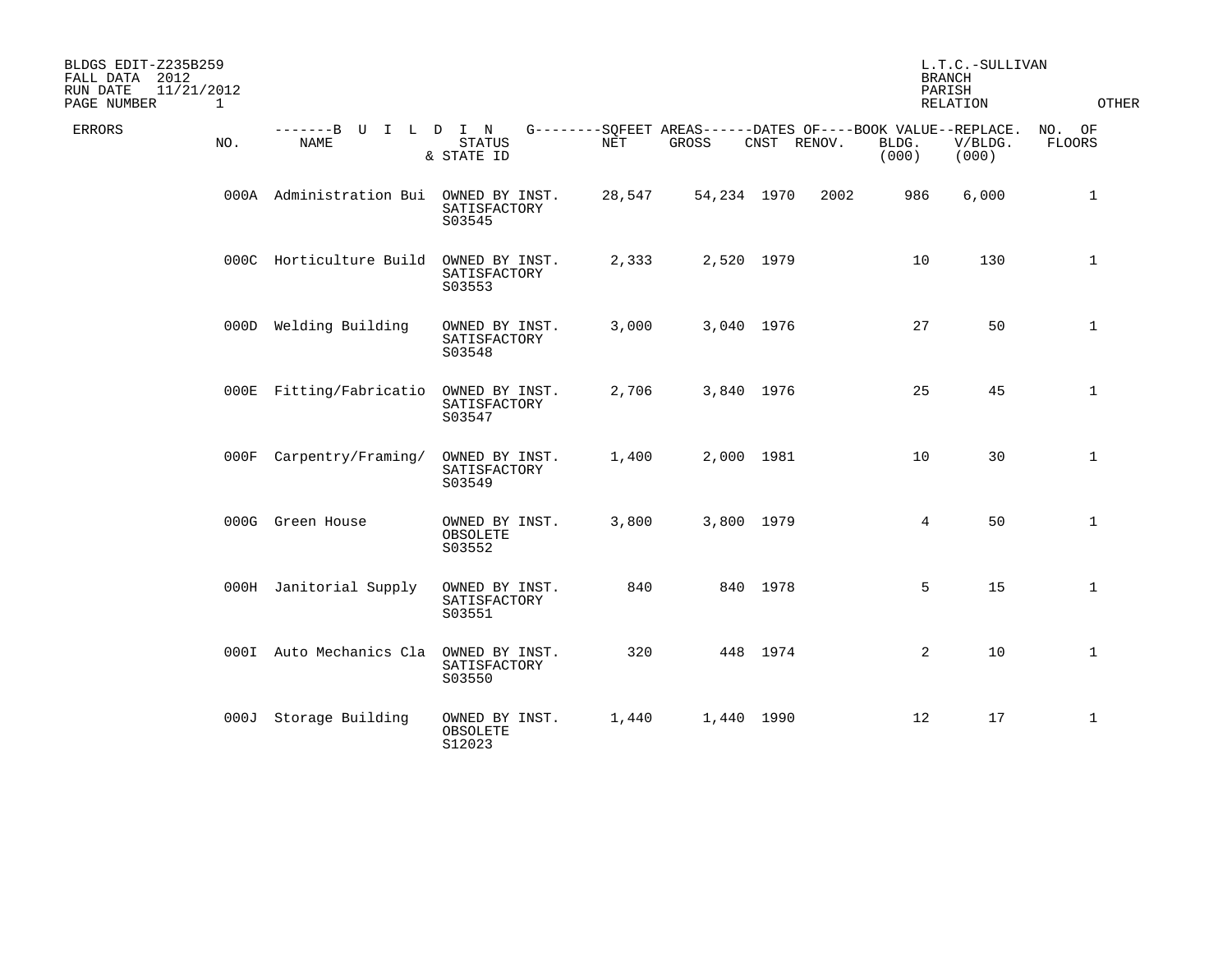BLDGS EDIT-Z235B259
FALL DATA 2012
RUN DATE 11/21/2012
PAGE NUMBER 1

L.T.C.-SULLIVAN
BRANCH
PARISH
RELATION

OTHER

| ERRORS | NO. | BUILDING NAME | STATUS & STATE ID | SQFEET AREAS NET | SQFEET AREAS GROSS | DATES OF CNST | DATES OF RENOV. | BOOK VALUE BLDG. (000) | REPLACE. V/BLDG. (000) | NO. OF FLOORS |
|---|---|---|---|---|---|---|---|---|---|---|
| | 000A | Administration Bui | OWNED BY INST. SATISFACTORY S03545 | 28,547 | 54,234 | 1970 | 2002 | 986 | 6,000 | 1 |
| | 000C | Horticulture Build | OWNED BY INST. SATISFACTORY S03553 | 2,333 | 2,520 | 1979 | | 10 | 130 | 1 |
| | 000D | Welding Building | OWNED BY INST. SATISFACTORY S03548 | 3,000 | 3,040 | 1976 | | 27 | 50 | 1 |
| | 000E | Fitting/Fabricatio | OWNED BY INST. SATISFACTORY S03547 | 2,706 | 3,840 | 1976 | | 25 | 45 | 1 |
| | 000F | Carpentry/Framing/ | OWNED BY INST. SATISFACTORY S03549 | 1,400 | 2,000 | 1981 | | 10 | 30 | 1 |
| | 000G | Green House | OWNED BY INST. OBSOLETE S03552 | 3,800 | 3,800 | 1979 | | 4 | 50 | 1 |
| | 000H | Janitorial Supply | OWNED BY INST. SATISFACTORY S03551 | 840 | 840 | 1978 | | 5 | 15 | 1 |
| | 000I | Auto Mechanics Cla | OWNED BY INST. SATISFACTORY S03550 | 320 | 448 | 1974 | | 2 | 10 | 1 |
| | 000J | Storage Building | OWNED BY INST. OBSOLETE S12023 | 1,440 | 1,440 | 1990 | | 12 | 17 | 1 |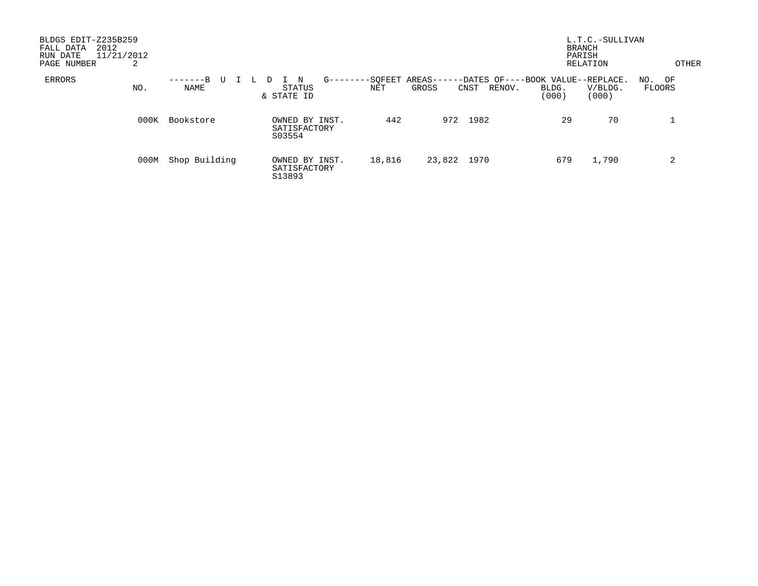BLDGS EDIT-Z235B259
FALL DATA 2012
RUN DATE 11/21/2012
PAGE NUMBER 2

L.T.C.-SULLIVAN
BRANCH
PARISH
RELATION OTHER

| ERRORS | NO. | BUILDING NAME | STATUS & STATE ID | SQFEET AREAS NET | SQFEET AREAS GROSS | DATES OF CNST | DATES OF RENOV. | BOOK VALUE BLDG. (000) | REPLACE. V/BLDG. (000) | NO. OF FLOORS |
|---|---|---|---|---|---|---|---|---|---|---|
| | 000K | Bookstore | OWNED BY INST. SATISFACTORY S03554 | 442 | 972 | 1982 | | 29 | 70 | 1 |
| | 000M | Shop Building | OWNED BY INST. SATISFACTORY S13893 | 18,816 | 23,822 | 1970 | | 679 | 1,790 | 2 |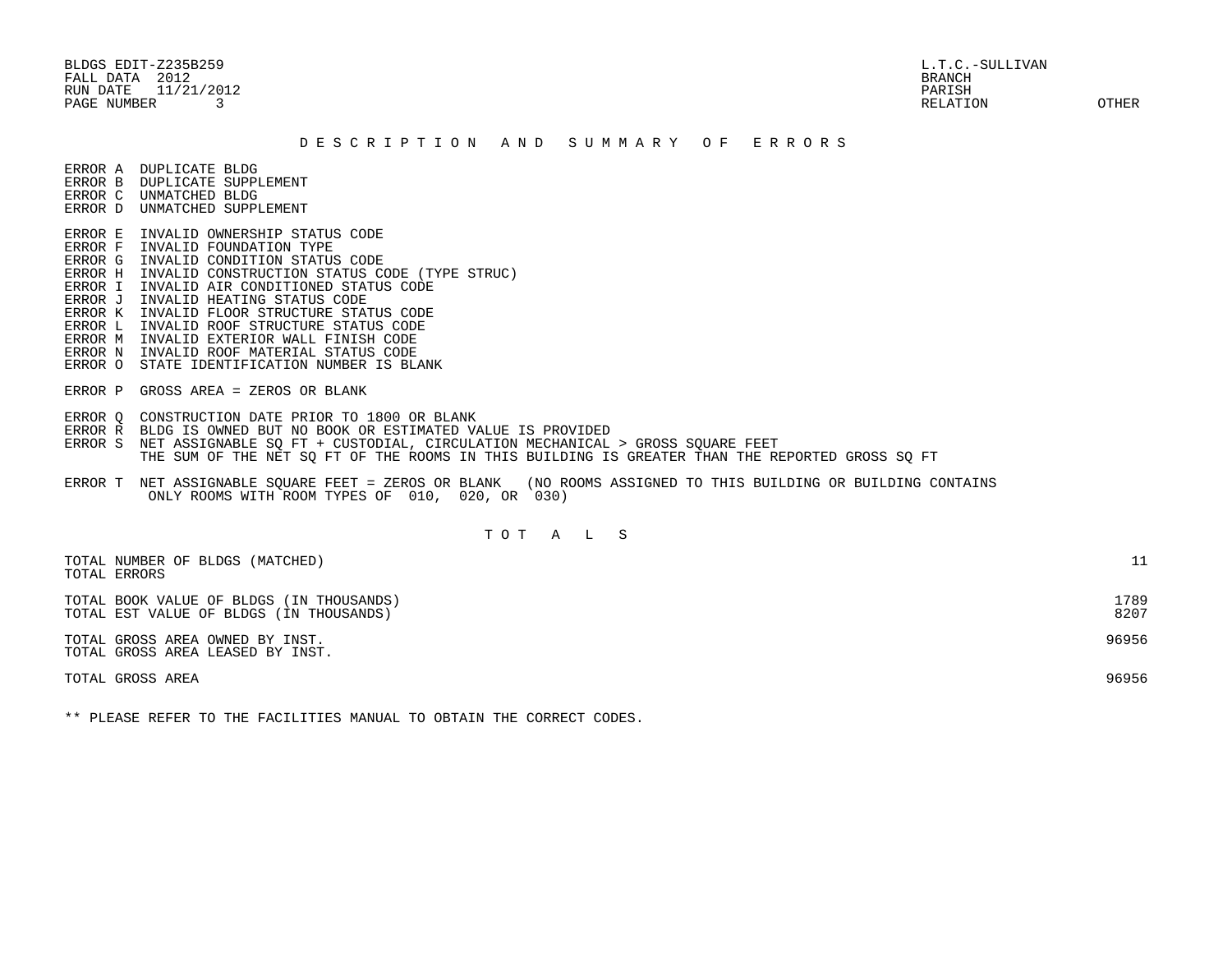BLDGS EDIT-Z235B259
FALL DATA 2012
RUN DATE 11/21/2012
PAGE NUMBER 3

L.T.C.-SULLIVAN
BRANCH
PARISH
RELATION OTHER

## D E S C R I P T I O N   A N D   S U M M A R Y   O F   E R R O R S

ERROR A DUPLICATE BLDG
ERROR B DUPLICATE SUPPLEMENT
ERROR C UNMATCHED BLDG
ERROR D UNMATCHED SUPPLEMENT

ERROR E INVALID OWNERSHIP STATUS CODE
ERROR F INVALID FOUNDATION TYPE
ERROR G INVALID CONDITION STATUS CODE
ERROR H INVALID CONSTRUCTION STATUS CODE (TYPE STRUC)
ERROR I INVALID AIR CONDITIONED STATUS CODE
ERROR J INVALID HEATING STATUS CODE
ERROR K INVALID FLOOR STRUCTURE STATUS CODE
ERROR L INVALID ROOF STRUCTURE STATUS CODE
ERROR M INVALID EXTERIOR WALL FINISH CODE
ERROR N INVALID ROOF MATERIAL STATUS CODE
ERROR O STATE IDENTIFICATION NUMBER IS BLANK

ERROR P GROSS AREA = ZEROS OR BLANK

ERROR Q CONSTRUCTION DATE PRIOR TO 1800 OR BLANK
ERROR R BLDG IS OWNED BUT NO BOOK OR ESTIMATED VALUE IS PROVIDED
ERROR S NET ASSIGNABLE SQ FT + CUSTODIAL, CIRCULATION MECHANICAL > GROSS SQUARE FEET
THE SUM OF THE NET SQ FT OF THE ROOMS IN THIS BUILDING IS GREATER THAN THE REPORTED GROSS SQ FT

ERROR T NET ASSIGNABLE SQUARE FEET = ZEROS OR BLANK (NO ROOMS ASSIGNED TO THIS BUILDING OR BUILDING CONTAINS ONLY ROOMS WITH ROOM TYPES OF 010, 020, OR 030)

## T O T A L S

| | |
|---|---|
| TOTAL NUMBER OF BLDGS (MATCHED) | 11 |
| TOTAL ERRORS | |
| TOTAL BOOK VALUE OF BLDGS (IN THOUSANDS) | 1789 |
| TOTAL EST VALUE OF BLDGS (IN THOUSANDS) | 8207 |
| TOTAL GROSS AREA OWNED BY INST. | 96956 |
| TOTAL GROSS AREA LEASED BY INST. | |
| TOTAL GROSS AREA | 96956 |

** PLEASE REFER TO THE FACILITIES MANUAL TO OBTAIN THE CORRECT CODES.